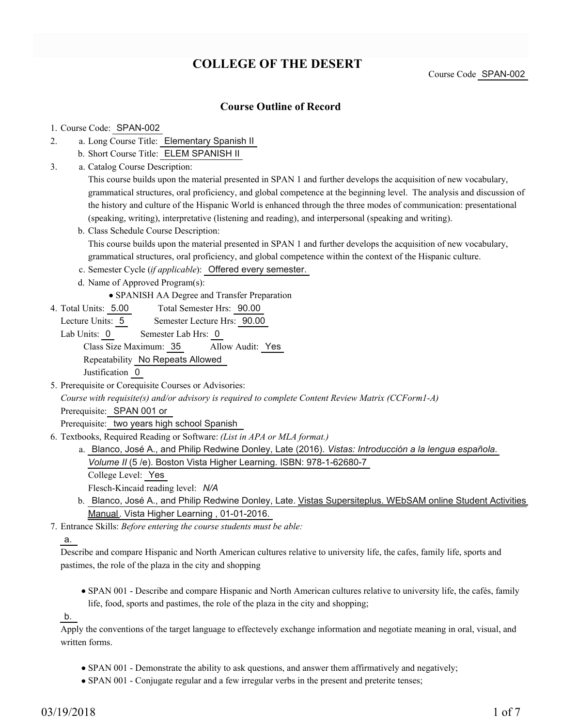# COLLEGE OF THE DESERT

Course Code SPAN-002

## Course Outline of Record

1. Course Code: SPAN-002
2. a. Long Course Title: Elementary Spanish II
   b. Short Course Title: ELEM SPANISH II
3. a. Catalog Course Description:
   This course builds upon the material presented in SPAN 1 and further develops the acquisition of new vocabulary, grammatical structures, oral proficiency, and global competence at the beginning level. The analysis and discussion of the history and culture of the Hispanic World is enhanced through the three modes of communication: presentational (speaking, writing), interpretative (listening and reading), and interpersonal (speaking and writing).
   b. Class Schedule Course Description:
   This course builds upon the material presented in SPAN 1 and further develops the acquisition of new vocabulary, grammatical structures, oral proficiency, and global competence within the context of the Hispanic culture.
   c. Semester Cycle (*if applicable*): Offered every semester.
   d. Name of Approved Program(s):
      - SPANISH AA Degree and Transfer Preparation
4. Total Units: 5.00 Total Semester Hrs: 90.00
   Lecture Units: 5 Semester Lecture Hrs: 90.00
   Lab Units: 0 Semester Lab Hrs: 0
   Class Size Maximum: 35 Allow Audit: Yes
   Repeatability No Repeats Allowed
   Justification 0
5. Prerequisite or Corequisite Courses or Advisories:
   *Course with requisite(s) and/or advisory is required to complete Content Review Matrix (CCForm1-A)*
   Prerequisite: SPAN 001 or
   Prerequisite: two years high school Spanish
6. Textbooks, Required Reading or Software: *(List in APA or MLA format.)*
   a. Blanco, José A., and Philip Redwine Donley, Late (2016). *Vistas: Introducción a la lengua española. Volume II* (5 /e). Boston Vista Higher Learning. ISBN: 978-1-62680-7
      College Level: Yes
      Flesch-Kincaid reading level: *N/A*
   b. Blanco, José A., and Philip Redwine Donley, Late. Vistas Supersiteplus. WEbSAM online Student Activities Manual. Vista Higher Learning , 01-01-2016.
7. Entrance Skills: *Before entering the course students must be able:*

   a.

   Describe and compare Hispanic and North American cultures relative to university life, the cafes, family life, sports and pastimes, the role of the plaza in the city and shopping

   - SPAN 001 - Describe and compare Hispanic and North American cultures relative to university life, the cafés, family life, food, sports and pastimes, the role of the plaza in the city and shopping;

   b.

   Apply the conventions of the target language to effectevely exchange information and negotiate meaning in oral, visual, and written forms.

   - SPAN 001 - Demonstrate the ability to ask questions, and answer them affirmatively and negatively;
   - SPAN 001 - Conjugate regular and a few irregular verbs in the present and preterite tenses;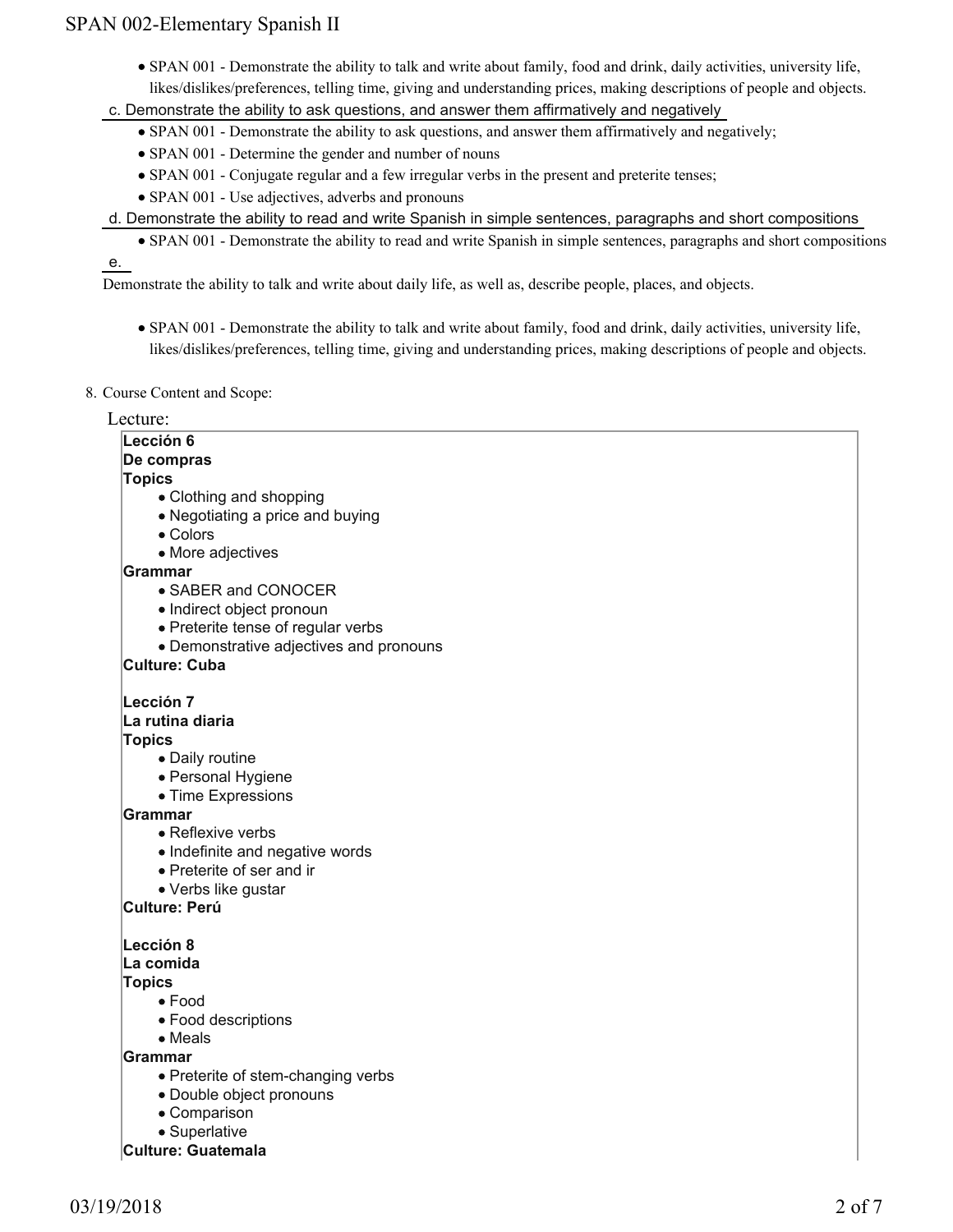- SPAN 001 - Demonstrate the ability to talk and write about family, food and drink, daily activities, university life, likes/dislikes/preferences, telling time, giving and understanding prices, making descriptions of people and objects.

c. Demonstrate the ability to ask questions, and answer them affirmatively and negatively

- SPAN 001 - Demonstrate the ability to ask questions, and answer them affirmatively and negatively;
- SPAN 001 - Determine the gender and number of nouns
- SPAN 001 - Conjugate regular and a few irregular verbs in the present and preterite tenses;
- SPAN 001 - Use adjectives, adverbs and pronouns

d. Demonstrate the ability to read and write Spanish in simple sentences, paragraphs and short compositions

- SPAN 001 - Demonstrate the ability to read and write Spanish in simple sentences, paragraphs and short compositions

e.

Demonstrate the ability to talk and write about daily life, as well as, describe people, places, and objects.

- SPAN 001 - Demonstrate the ability to talk and write about family, food and drink, daily activities, university life, likes/dislikes/preferences, telling time, giving and understanding prices, making descriptions of people and objects.

8. Course Content and Scope:

Lecture:

**Lección 6**
**De compras**
**Topics**

- Clothing and shopping
- Negotiating a price and buying
- Colors
- More adjectives

**Grammar**

- SABER and CONOCER
- Indirect object pronoun
- Preterite tense of regular verbs
- Demonstrative adjectives and pronouns

**Culture: Cuba**

**Lección 7**
**La rutina diaria**
**Topics**

- Daily routine
- Personal Hygiene
- Time Expressions

**Grammar**

- Reflexive verbs
- Indefinite and negative words
- Preterite of ser and ir
- Verbs like gustar

**Culture: Perú**

**Lección 8**
**La comida**
**Topics**

- Food
- Food descriptions
- Meals

**Grammar**

- Preterite of stem-changing verbs
- Double object pronouns
- Comparison
- Superlative

**Culture: Guatemala**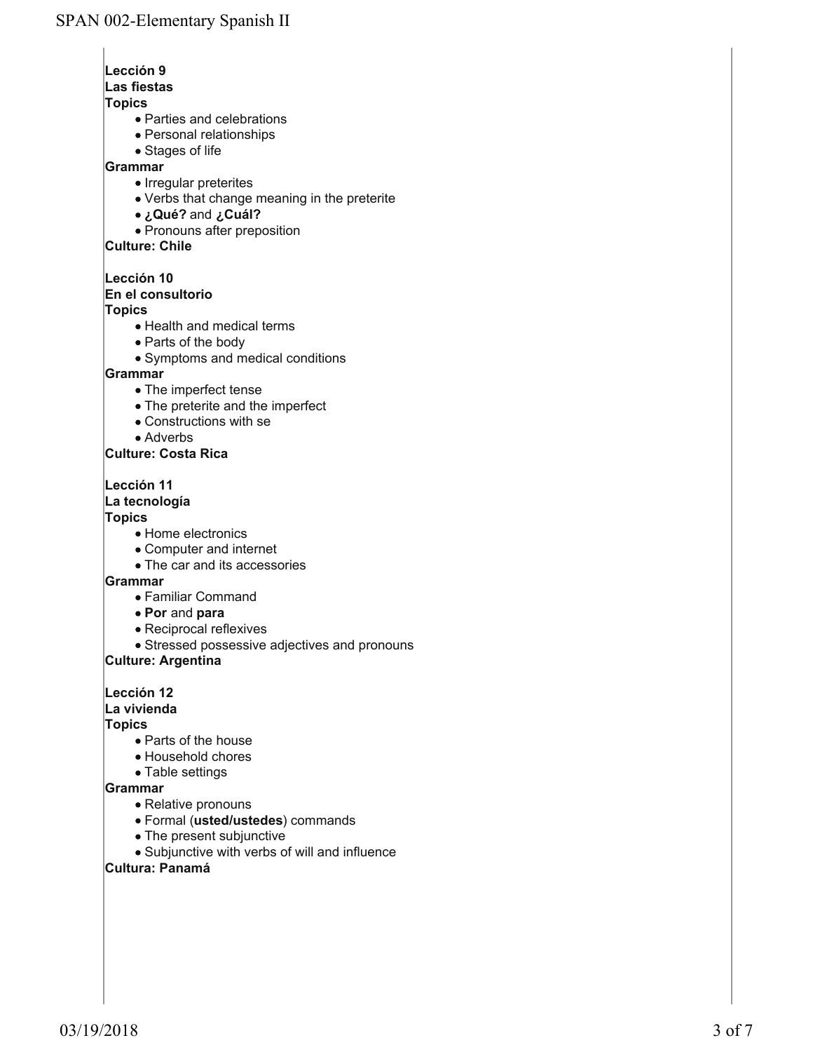**Lección 9**
**Las fiestas**
**Topics**

- Parties and celebrations
- Personal relationships
- Stages of life

**Grammar**

- Irregular preterites
- Verbs that change meaning in the preterite
- **¿Qué?** and **¿Cuál?**
- Pronouns after preposition

**Culture: Chile**

**Lección 10**
**En el consultorio**
**Topics**

- Health and medical terms
- Parts of the body
- Symptoms and medical conditions

**Grammar**

- The imperfect tense
- The preterite and the imperfect
- Constructions with se
- Adverbs

**Culture: Costa Rica**

**Lección 11**
**La tecnología**
**Topics**

- Home electronics
- Computer and internet
- The car and its accessories

**Grammar**

- Familiar Command
- **Por** and **para**
- Reciprocal reflexives
- Stressed possessive adjectives and pronouns

**Culture: Argentina**

**Lección 12**
**La vivienda**
**Topics**

- Parts of the house
- Household chores
- Table settings

**Grammar**

- Relative pronouns
- Formal (**usted/ustedes**) commands
- The present subjunctive
- Subjunctive with verbs of will and influence

**Cultura: Panamá**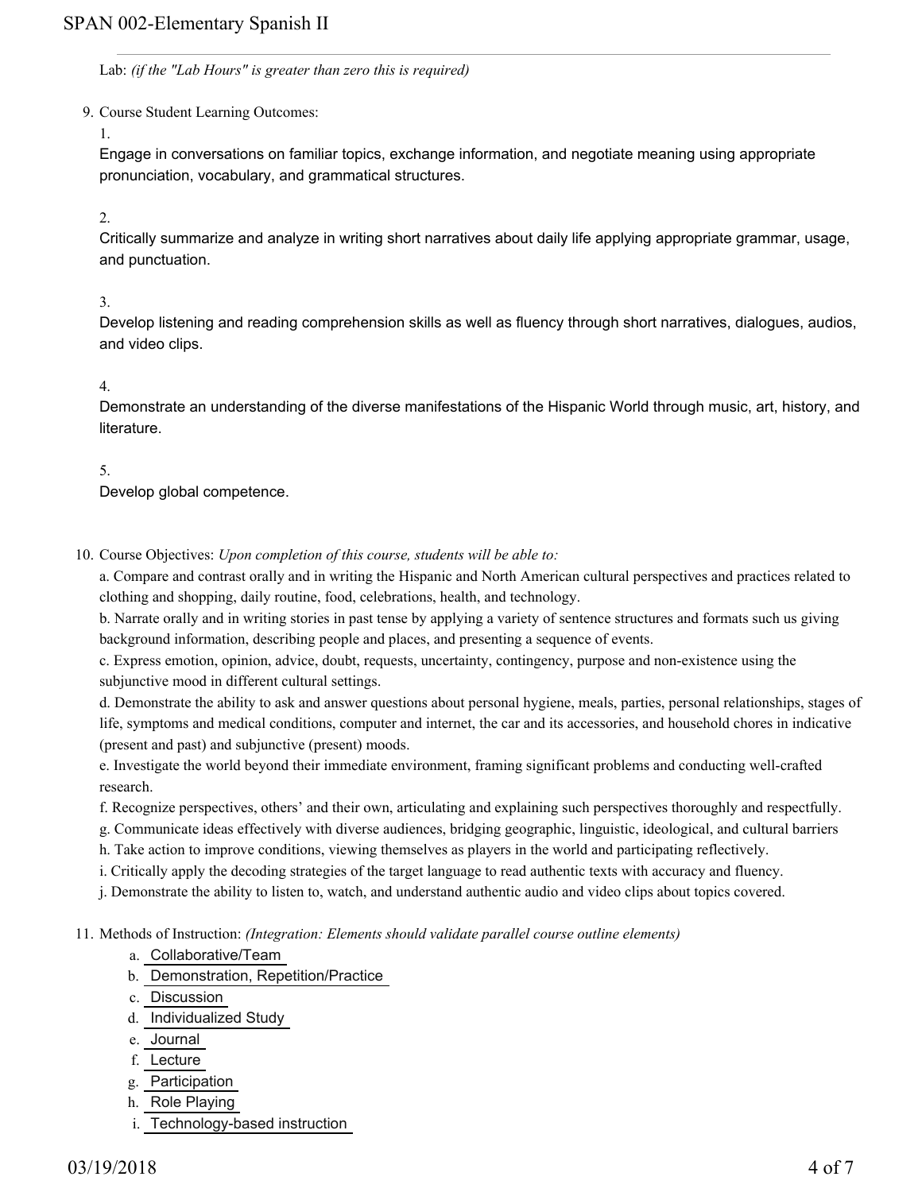Lab: *(if the "Lab Hours" is greater than zero this is required)*

9. Course Student Learning Outcomes:

   1.
   Engage in conversations on familiar topics, exchange information, and negotiate meaning using appropriate pronunciation, vocabulary, and grammatical structures.

   2.
   Critically summarize and analyze in writing short narratives about daily life applying appropriate grammar, usage, and punctuation.

   3.
   Develop listening and reading comprehension skills as well as fluency through short narratives, dialogues, audios, and video clips.

   4.
   Demonstrate an understanding of the diverse manifestations of the Hispanic World through music, art, history, and literature.

   5.
   Develop global competence.

10. Course Objectives: *Upon completion of this course, students will be able to:*

    a. Compare and contrast orally and in writing the Hispanic and North American cultural perspectives and practices related to clothing and shopping, daily routine, food, celebrations, health, and technology.
    b. Narrate orally and in writing stories in past tense by applying a variety of sentence structures and formats such us giving background information, describing people and places, and presenting a sequence of events.
    c. Express emotion, opinion, advice, doubt, requests, uncertainty, contingency, purpose and non-existence using the subjunctive mood in different cultural settings.
    d. Demonstrate the ability to ask and answer questions about personal hygiene, meals, parties, personal relationships, stages of life, symptoms and medical conditions, computer and internet, the car and its accessories, and household chores in indicative (present and past) and subjunctive (present) moods.
    e. Investigate the world beyond their immediate environment, framing significant problems and conducting well-crafted research.
    f. Recognize perspectives, others' and their own, articulating and explaining such perspectives thoroughly and respectfully.
    g. Communicate ideas effectively with diverse audiences, bridging geographic, linguistic, ideological, and cultural barriers
    h. Take action to improve conditions, viewing themselves as players in the world and participating reflectively.
    i. Critically apply the decoding strategies of the target language to read authentic texts with accuracy and fluency.
    j. Demonstrate the ability to listen to, watch, and understand authentic audio and video clips about topics covered.

11. Methods of Instruction: *(Integration: Elements should validate parallel course outline elements)*

    a. Collaborative/Team
    b. Demonstration, Repetition/Practice
    c. Discussion
    d. Individualized Study
    e. Journal
    f. Lecture
    g. Participation
    h. Role Playing
    i. Technology-based instruction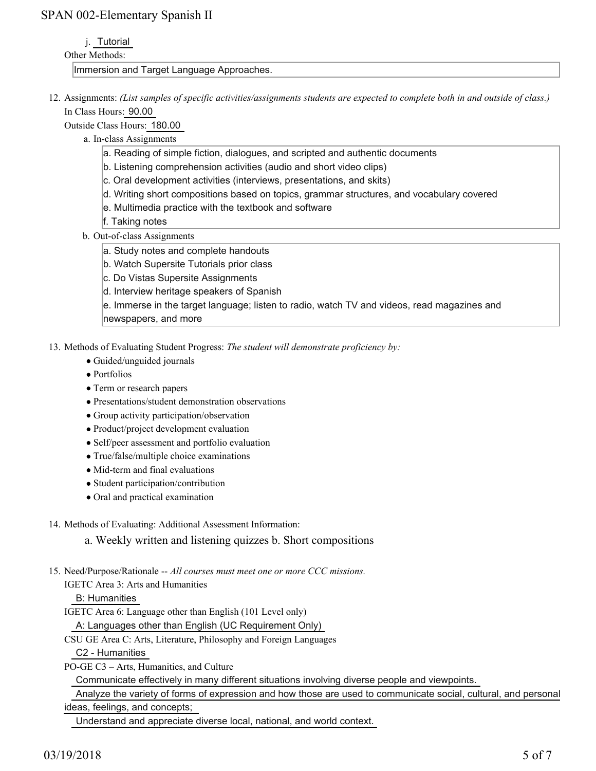j. Tutorial

Other Methods:

Immersion and Target Language Approaches.

12. Assignments: *(List samples of specific activities/assignments students are expected to complete both in and outside of class.)*

In Class Hours: 90.00

Outside Class Hours: 180.00

a. In-class Assignments

a. Reading of simple fiction, dialogues, and scripted and authentic documents
b. Listening comprehension activities (audio and short video clips)
c. Oral development activities (interviews, presentations, and skits)
d. Writing short compositions based on topics, grammar structures, and vocabulary covered
e. Multimedia practice with the textbook and software
f. Taking notes

b. Out-of-class Assignments

a. Study notes and complete handouts
b. Watch Supersite Tutorials prior class
c. Do Vistas Supersite Assignments
d. Interview heritage speakers of Spanish
e. Immerse in the target language; listen to radio, watch TV and videos, read magazines and newspapers, and more

13. Methods of Evaluating Student Progress: *The student will demonstrate proficiency by:*

- Guided/unguided journals
- Portfolios
- Term or research papers
- Presentations/student demonstration observations
- Group activity participation/observation
- Product/project development evaluation
- Self/peer assessment and portfolio evaluation
- True/false/multiple choice examinations
- Mid-term and final evaluations
- Student participation/contribution
- Oral and practical examination

14. Methods of Evaluating: Additional Assessment Information:

a. Weekly written and listening quizzes b. Short compositions

15. Need/Purpose/Rationale -- *All courses must meet one or more CCC missions.*

IGETC Area 3: Arts and Humanities

B: Humanities

IGETC Area 6: Language other than English (101 Level only)

A: Languages other than English (UC Requirement Only)

CSU GE Area C: Arts, Literature, Philosophy and Foreign Languages

C2 - Humanities

PO-GE C3 – Arts, Humanities, and Culture

Communicate effectively in many different situations involving diverse people and viewpoints.

Analyze the variety of forms of expression and how those are used to communicate social, cultural, and personal ideas, feelings, and concepts;

Understand and appreciate diverse local, national, and world context.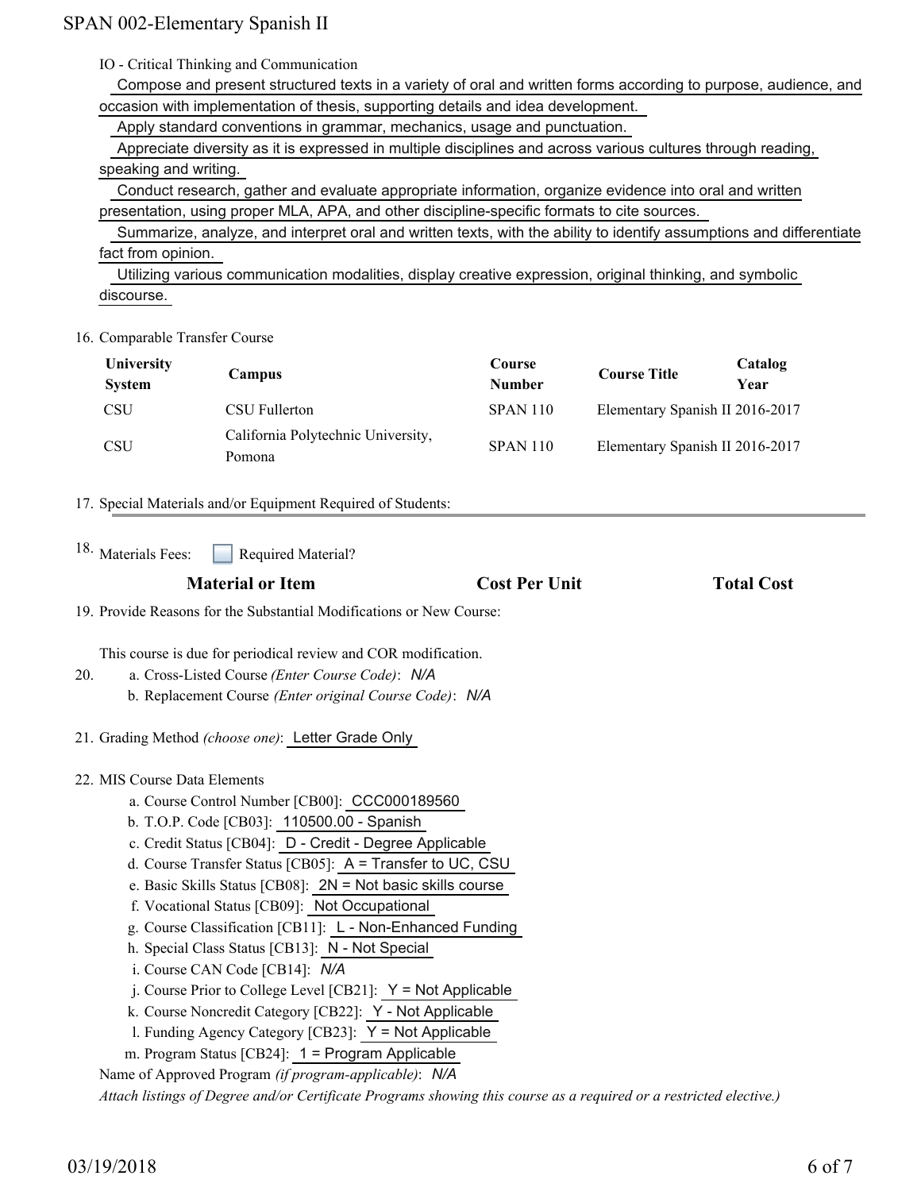IO - Critical Thinking and Communication

Compose and present structured texts in a variety of oral and written forms according to purpose, audience, and occasion with implementation of thesis, supporting details and idea development.

Apply standard conventions in grammar, mechanics, usage and punctuation.

Appreciate diversity as it is expressed in multiple disciplines and across various cultures through reading, speaking and writing.

Conduct research, gather and evaluate appropriate information, organize evidence into oral and written presentation, using proper MLA, APA, and other discipline-specific formats to cite sources.

Summarize, analyze, and interpret oral and written texts, with the ability to identify assumptions and differentiate fact from opinion.

Utilizing various communication modalities, display creative expression, original thinking, and symbolic discourse.

16. Comparable Transfer Course

| University System | Campus | Course Number | Course Title | Catalog Year |
|---|---|---|---|---|
| CSU | CSU Fullerton | SPAN 110 | Elementary Spanish II | 2016-2017 |
| CSU | California Polytechnic University, Pomona | SPAN 110 | Elementary Spanish II | 2016-2017 |

17. Special Materials and/or Equipment Required of Students:

18. Materials Fees: ☐ Required Material?

| Material or Item | Cost Per Unit | Total Cost |
|---|---|---|

19. Provide Reasons for the Substantial Modifications or New Course:

This course is due for periodical review and COR modification.

20.
a. Cross-Listed Course *(Enter Course Code)*: *N/A*
b. Replacement Course *(Enter original Course Code)*: *N/A*

21. Grading Method *(choose one)*: Letter Grade Only

22. MIS Course Data Elements
a. Course Control Number [CB00]: CCC000189560
b. T.O.P. Code [CB03]: 110500.00 - Spanish
c. Credit Status [CB04]: D - Credit - Degree Applicable
d. Course Transfer Status [CB05]: A = Transfer to UC, CSU
e. Basic Skills Status [CB08]: 2N = Not basic skills course
f. Vocational Status [CB09]: Not Occupational
g. Course Classification [CB11]: L - Non-Enhanced Funding
h. Special Class Status [CB13]: N - Not Special
i. Course CAN Code [CB14]: *N/A*
j. Course Prior to College Level [CB21]: Y = Not Applicable
k. Course Noncredit Category [CB22]: Y - Not Applicable
l. Funding Agency Category [CB23]: Y = Not Applicable
m. Program Status [CB24]: 1 = Program Applicable

Name of Approved Program *(if program-applicable)*: *N/A*

*Attach listings of Degree and/or Certificate Programs showing this course as a required or a restricted elective.)*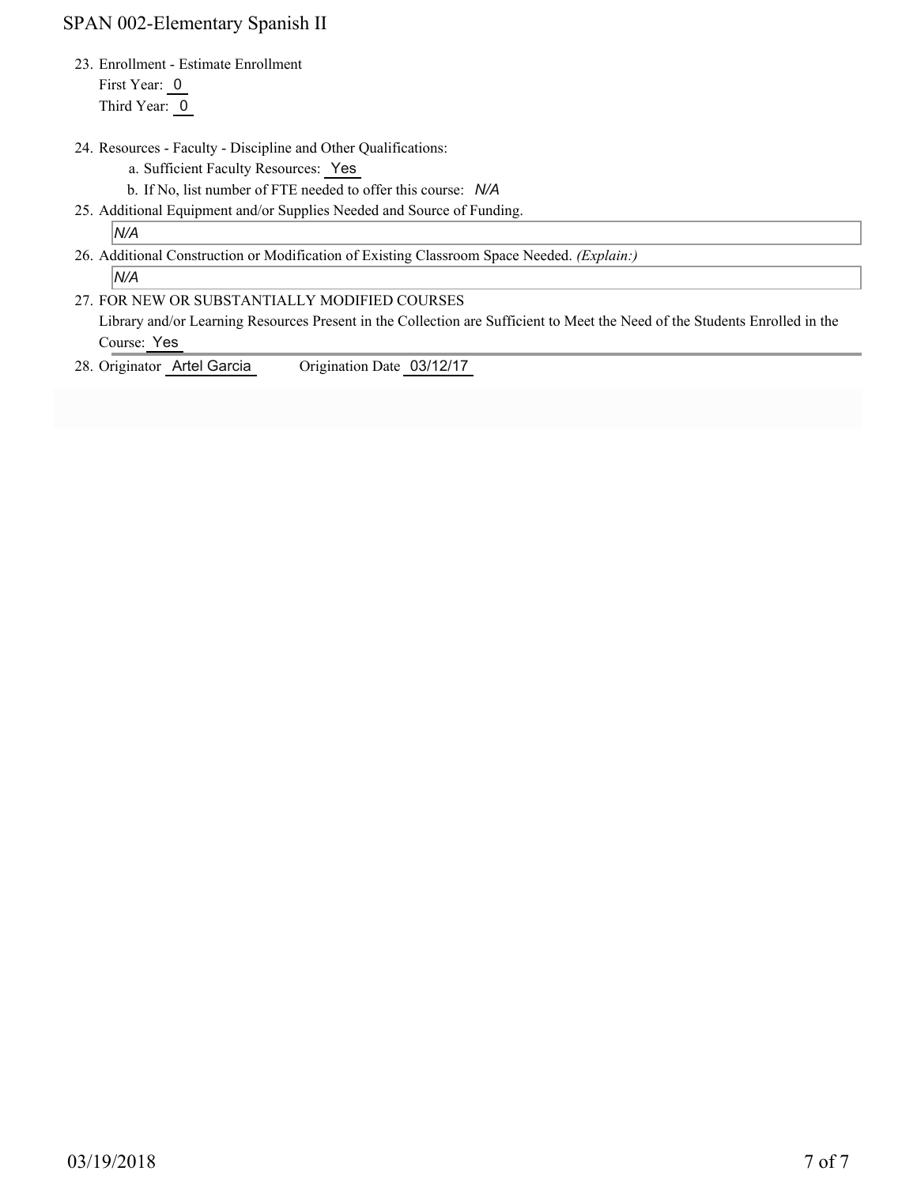23. Enrollment - Estimate Enrollment
    First Year: 0
    Third Year: 0

24. Resources - Faculty - Discipline and Other Qualifications:
    a. Sufficient Faculty Resources: Yes
    b. If No, list number of FTE needed to offer this course: *N/A*

25. Additional Equipment and/or Supplies Needed and Source of Funding.
    *N/A*

26. Additional Construction or Modification of Existing Classroom Space Needed. *(Explain:)*
    *N/A*

27. FOR NEW OR SUBSTANTIALLY MODIFIED COURSES
    Library and/or Learning Resources Present in the Collection are Sufficient to Meet the Need of the Students Enrolled in the Course: Yes

28. Originator Artel Garcia Origination Date 03/12/17